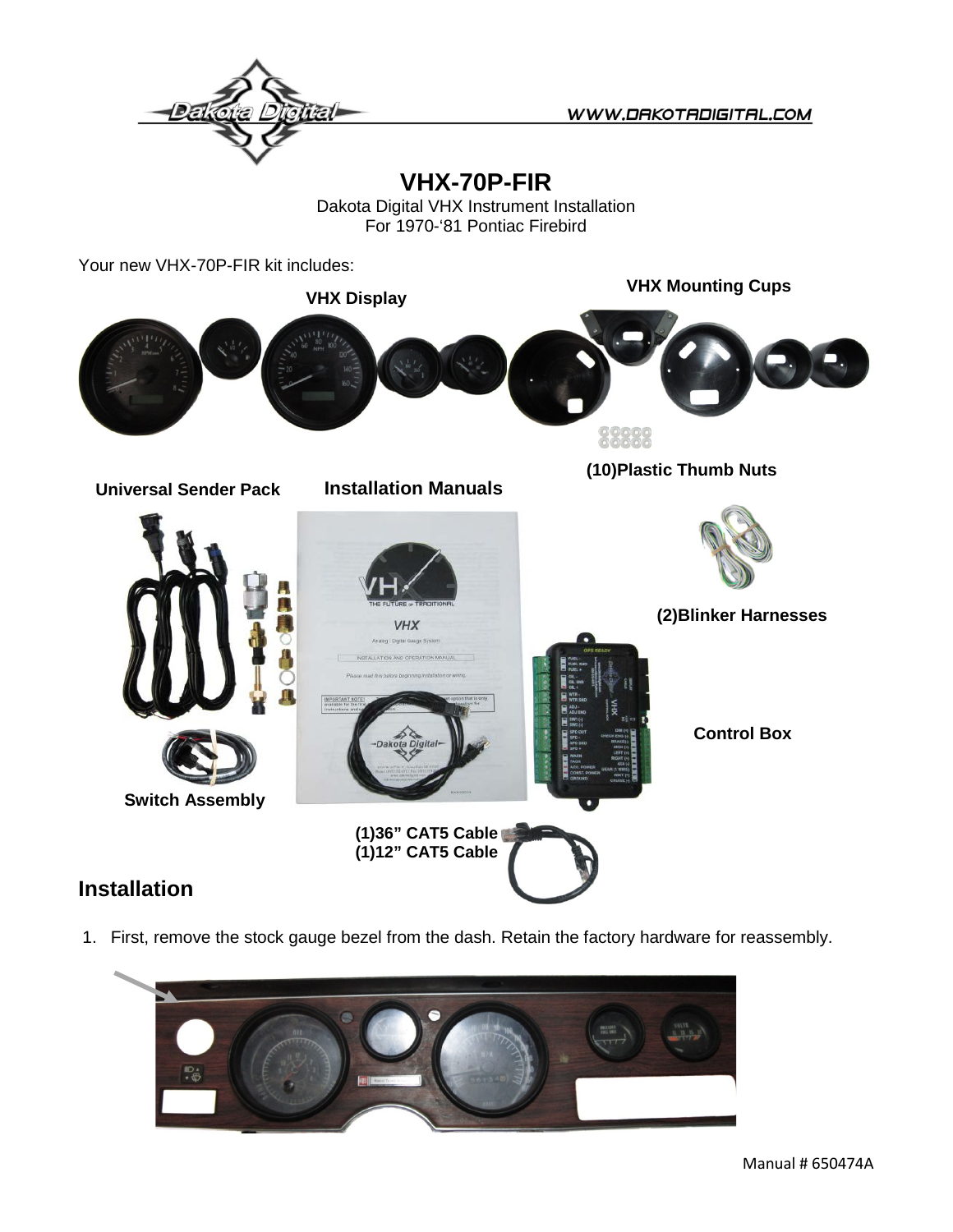# VHX-70P-FIR

Dakota Digital VHX Instrument Installation
For 1970-'81 Pontiac Firebird

Your new VHX-70P-FIR kit includes:

**VHX Display**

**VHX Mounting Cups**

**(10)Plastic Thumb Nuts**

**Universal Sender Pack**

**Installation Manuals**

**(2)Blinker Harnesses**

**Control Box**

**Switch Assembly**

**(1)36" CAT5 Cable**
**(1)12" CAT5 Cable**

## Installation

1. First, remove the stock gauge bezel from the dash. Retain the factory hardware for reassembly.

Manual # 650474A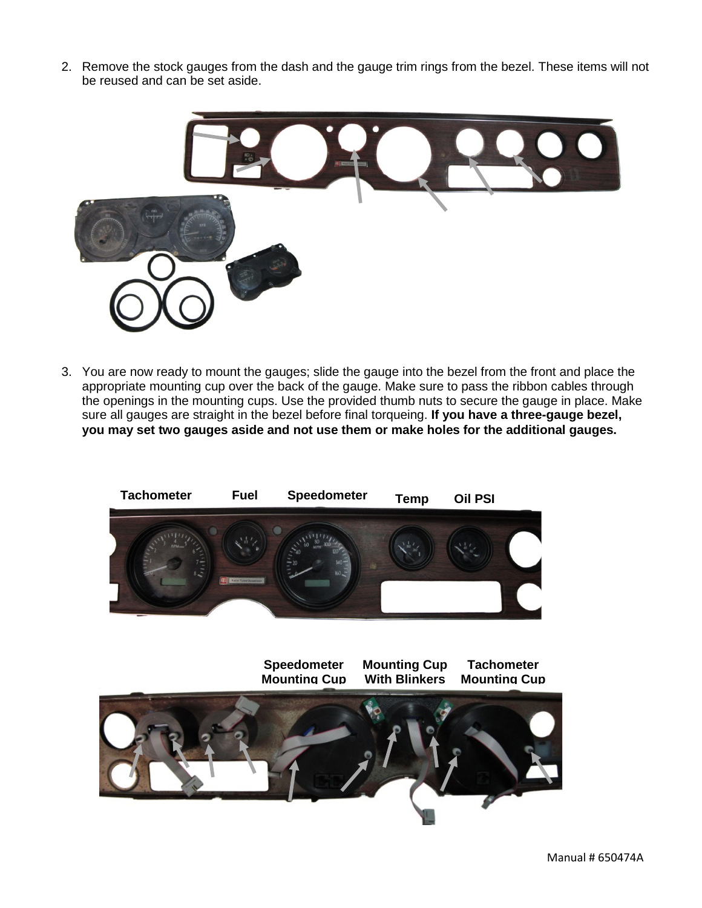2. Remove the stock gauges from the dash and the gauge trim rings from the bezel. These items will not be reused and can be set aside.

3. You are now ready to mount the gauges; slide the gauge into the bezel from the front and place the appropriate mounting cup over the back of the gauge. Make sure to pass the ribbon cables through the openings in the mounting cups. Use the provided thumb nuts to secure the gauge in place. Make sure all gauges are straight in the bezel before final torqueing. **If you have a three-gauge bezel, you may set two gauges aside and not use them or make holes for the additional gauges.**

Tachometer Fuel Speedometer Temp Oil PSI

Speedometer Mounting Cup Mounting Cup With Blinkers Tachometer Mounting Cup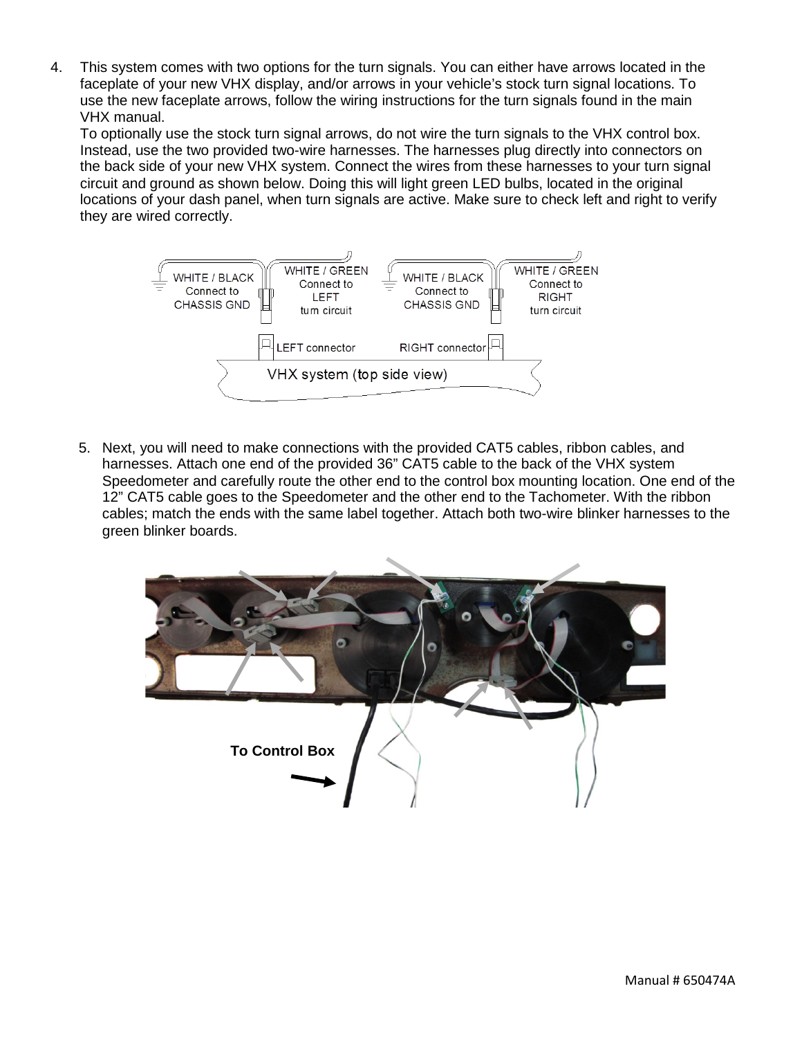4. This system comes with two options for the turn signals. You can either have arrows located in the faceplate of your new VHX display, and/or arrows in your vehicle's stock turn signal locations. To use the new faceplate arrows, follow the wiring instructions for the turn signals found in the main VHX manual.
   To optionally use the stock turn signal arrows, do not wire the turn signals to the VHX control box. Instead, use the two provided two-wire harnesses. The harnesses plug directly into connectors on the back side of your new VHX system. Connect the wires from these harnesses to your turn signal circuit and ground as shown below. Doing this will light green LED bulbs, located in the original locations of your dash panel, when turn signals are active. Make sure to check left and right to verify they are wired correctly.

WHITE / BLACK Connect to CHASSIS GND
WHITE / GREEN Connect to LEFT turn circuit
WHITE / BLACK Connect to CHASSIS GND
WHITE / GREEN Connect to RIGHT turn circuit
LEFT connector
RIGHT connector
VHX system (top side view)

5. Next, you will need to make connections with the provided CAT5 cables, ribbon cables, and harnesses. Attach one end of the provided 36" CAT5 cable to the back of the VHX system Speedometer and carefully route the other end to the control box mounting location. One end of the 12" CAT5 cable goes to the Speedometer and the other end to the Tachometer. With the ribbon cables; match the ends with the same label together. Attach both two-wire blinker harnesses to the green blinker boards.

**To Control Box**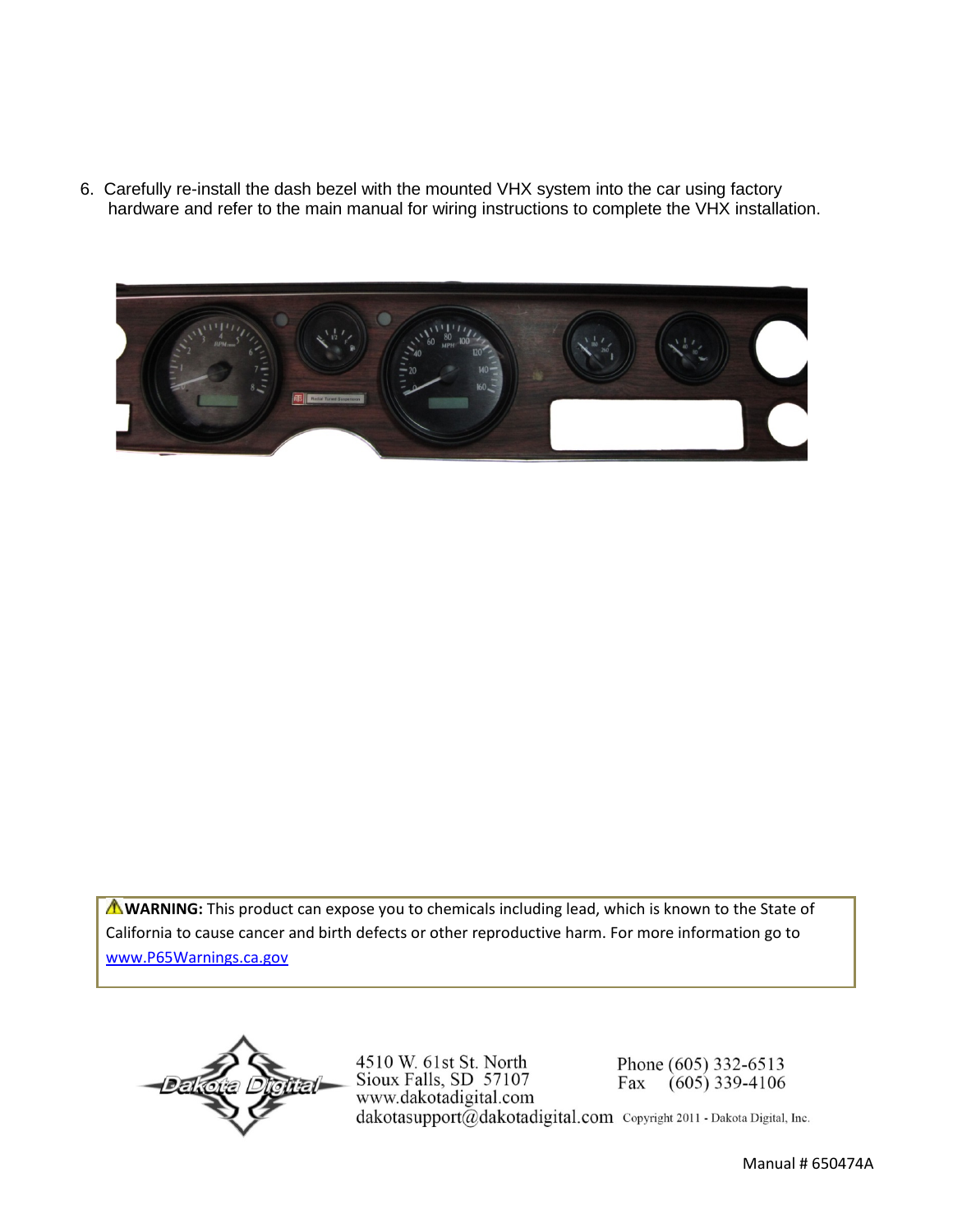6. Carefully re-install the dash bezel with the mounted VHX system into the car using factory hardware and refer to the main manual for wiring instructions to complete the VHX installation.

**WARNING:** This product can expose you to chemicals including lead, which is known to the State of California to cause cancer and birth defects or other reproductive harm. For more information go to [www.P65Warnings.ca.gov](http://www.P65Warnings.ca.gov)

4510 W. 61st St. North
Sioux Falls, SD 57107
www.dakotadigital.com
dakotasupport@dakotadigital.com

Phone (605) 332-6513
Fax (605) 339-4106

Copyright 2011 - Dakota Digital, Inc.

Manual # 650474A